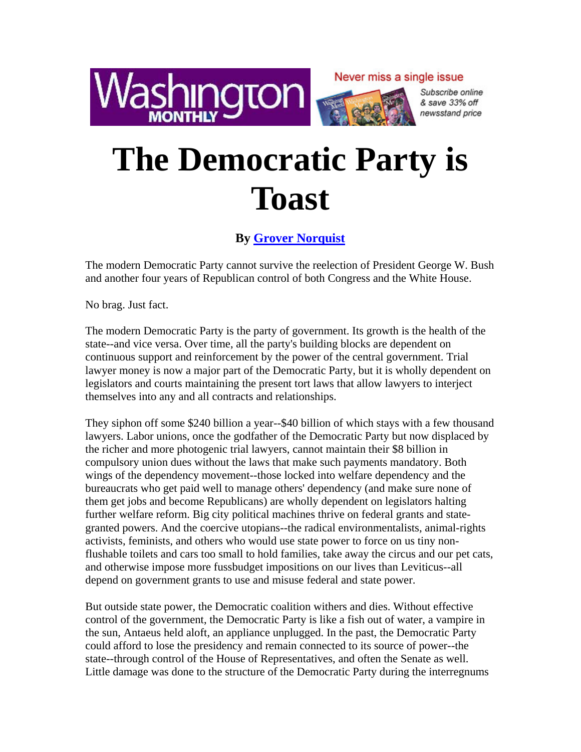# The Democratic Party is Toast

**By Grover Norquist**

The modern Democratic Party cannot survive the reelection of President George W. Bush and another four years of Republican control of both Congress and the White House.

No brag. Just fact.

The modern Democratic Party is the party of government. Its growth is the health of the state--and vice versa. Over time, all the party's building blocks are dependent on continuous support and reinforcement by the power of the central government. Trial lawyer money is now a major part of the Democratic Party, but it is wholly dependent on legislators and courts maintaining the present tort laws that allow lawyers to interject themselves into any and all contracts and relationships.

They siphon off some $240 billion a year--$40 billion of which stays with a few thousand lawyers. Labor unions, once the godfather of the Democratic Party but now displaced by the richer and more photogenic trial lawyers, cannot maintain their $8 billion in compulsory union dues without the laws that make such payments mandatory. Both wings of the dependency movement--those locked into welfare dependency and the bureaucrats who get paid well to manage others' dependency (and make sure none of them get jobs and become Republicans) are wholly dependent on legislators halting further welfare reform. Big city political machines thrive on federal grants and state-granted powers. And the coercive utopians--the radical environmentalists, animal-rights activists, feminists, and others who would use state power to force on us tiny non-flushable toilets and cars too small to hold families, take away the circus and our pet cats, and otherwise impose more fussbudget impositions on our lives than Leviticus--all depend on government grants to use and misuse federal and state power.

But outside state power, the Democratic coalition withers and dies. Without effective control of the government, the Democratic Party is like a fish out of water, a vampire in the sun, Antaeus held aloft, an appliance unplugged. In the past, the Democratic Party could afford to lose the presidency and remain connected to its source of power--the state--through control of the House of Representatives, and often the Senate as well. Little damage was done to the structure of the Democratic Party during the interregnums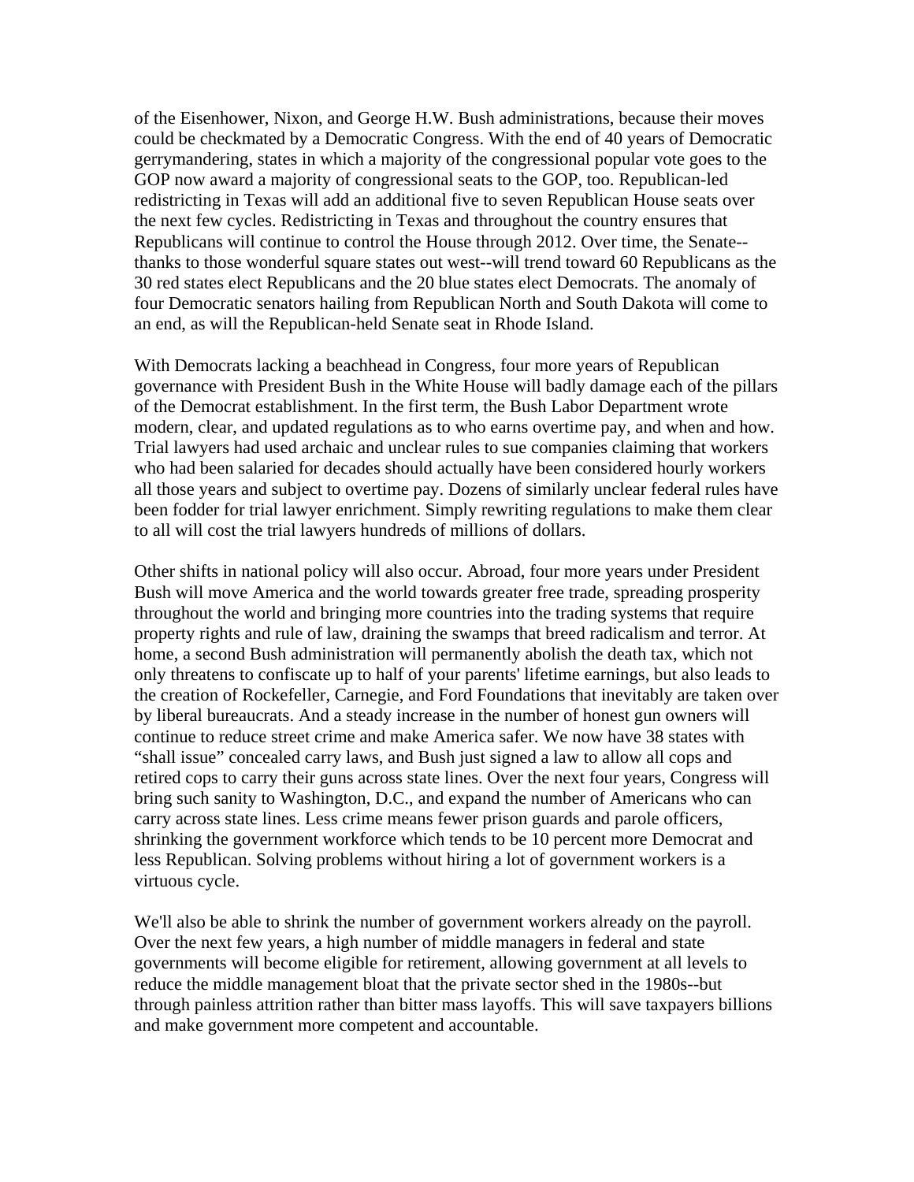of the Eisenhower, Nixon, and George H.W. Bush administrations, because their moves could be checkmated by a Democratic Congress. With the end of 40 years of Democratic gerrymandering, states in which a majority of the congressional popular vote goes to the GOP now award a majority of congressional seats to the GOP, too. Republican-led redistricting in Texas will add an additional five to seven Republican House seats over the next few cycles. Redistricting in Texas and throughout the country ensures that Republicans will continue to control the House through 2012. Over time, the Senate--thanks to those wonderful square states out west--will trend toward 60 Republicans as the 30 red states elect Republicans and the 20 blue states elect Democrats. The anomaly of four Democratic senators hailing from Republican North and South Dakota will come to an end, as will the Republican-held Senate seat in Rhode Island.

With Democrats lacking a beachhead in Congress, four more years of Republican governance with President Bush in the White House will badly damage each of the pillars of the Democrat establishment. In the first term, the Bush Labor Department wrote modern, clear, and updated regulations as to who earns overtime pay, and when and how. Trial lawyers had used archaic and unclear rules to sue companies claiming that workers who had been salaried for decades should actually have been considered hourly workers all those years and subject to overtime pay. Dozens of similarly unclear federal rules have been fodder for trial lawyer enrichment. Simply rewriting regulations to make them clear to all will cost the trial lawyers hundreds of millions of dollars.

Other shifts in national policy will also occur. Abroad, four more years under President Bush will move America and the world towards greater free trade, spreading prosperity throughout the world and bringing more countries into the trading systems that require property rights and rule of law, draining the swamps that breed radicalism and terror. At home, a second Bush administration will permanently abolish the death tax, which not only threatens to confiscate up to half of your parents' lifetime earnings, but also leads to the creation of Rockefeller, Carnegie, and Ford Foundations that inevitably are taken over by liberal bureaucrats. And a steady increase in the number of honest gun owners will continue to reduce street crime and make America safer. We now have 38 states with "shall issue" concealed carry laws, and Bush just signed a law to allow all cops and retired cops to carry their guns across state lines. Over the next four years, Congress will bring such sanity to Washington, D.C., and expand the number of Americans who can carry across state lines. Less crime means fewer prison guards and parole officers, shrinking the government workforce which tends to be 10 percent more Democrat and less Republican. Solving problems without hiring a lot of government workers is a virtuous cycle.

We'll also be able to shrink the number of government workers already on the payroll. Over the next few years, a high number of middle managers in federal and state governments will become eligible for retirement, allowing government at all levels to reduce the middle management bloat that the private sector shed in the 1980s--but through painless attrition rather than bitter mass layoffs. This will save taxpayers billions and make government more competent and accountable.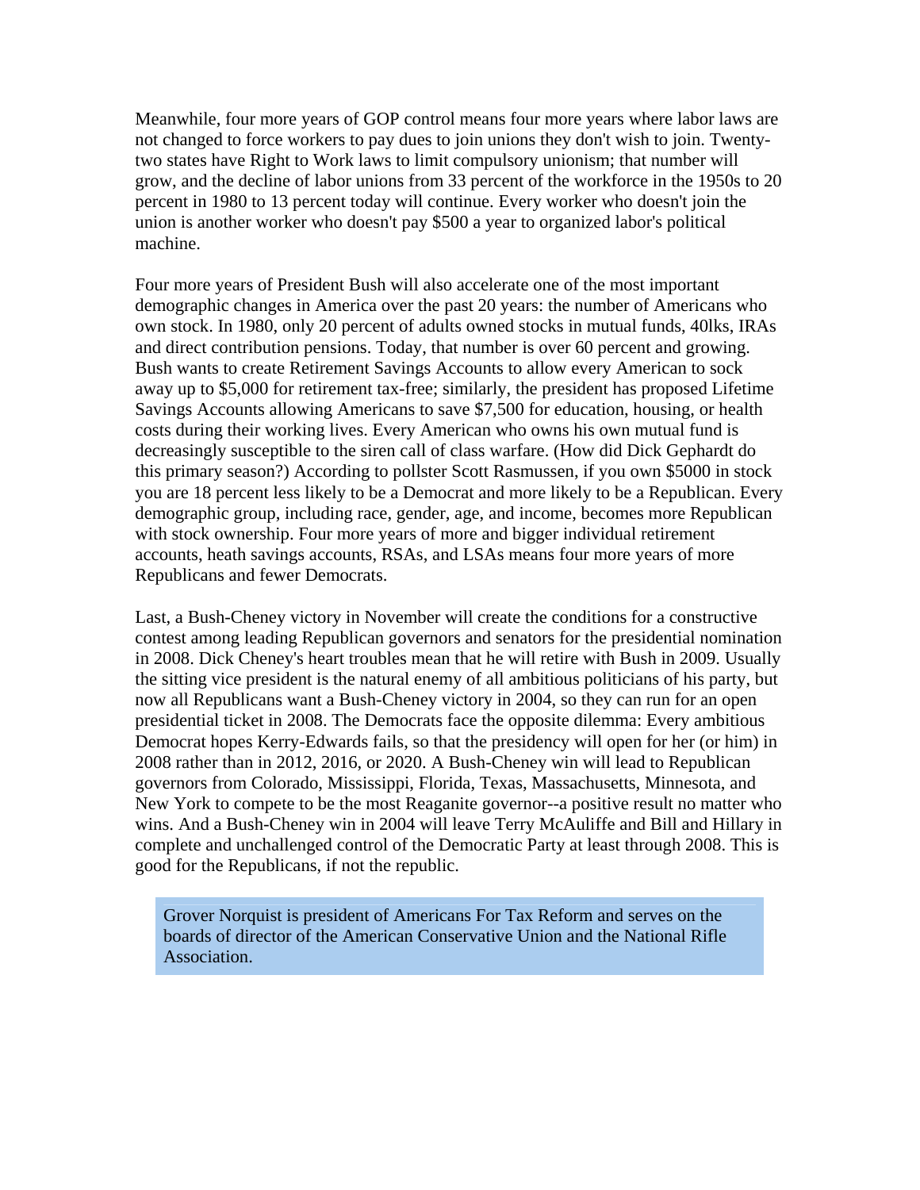Meanwhile, four more years of GOP control means four more years where labor laws are not changed to force workers to pay dues to join unions they don't wish to join. Twenty-two states have Right to Work laws to limit compulsory unionism; that number will grow, and the decline of labor unions from 33 percent of the workforce in the 1950s to 20 percent in 1980 to 13 percent today will continue. Every worker who doesn't join the union is another worker who doesn't pay $500 a year to organized labor's political machine.

Four more years of President Bush will also accelerate one of the most important demographic changes in America over the past 20 years: the number of Americans who own stock. In 1980, only 20 percent of adults owned stocks in mutual funds, 40lks, IRAs and direct contribution pensions. Today, that number is over 60 percent and growing. Bush wants to create Retirement Savings Accounts to allow every American to sock away up to $5,000 for retirement tax-free; similarly, the president has proposed Lifetime Savings Accounts allowing Americans to save $7,500 for education, housing, or health costs during their working lives. Every American who owns his own mutual fund is decreasingly susceptible to the siren call of class warfare. (How did Dick Gephardt do this primary season?) According to pollster Scott Rasmussen, if you own $5000 in stock you are 18 percent less likely to be a Democrat and more likely to be a Republican. Every demographic group, including race, gender, age, and income, becomes more Republican with stock ownership. Four more years of more and bigger individual retirement accounts, heath savings accounts, RSAs, and LSAs means four more years of more Republicans and fewer Democrats.

Last, a Bush-Cheney victory in November will create the conditions for a constructive contest among leading Republican governors and senators for the presidential nomination in 2008. Dick Cheney's heart troubles mean that he will retire with Bush in 2009. Usually the sitting vice president is the natural enemy of all ambitious politicians of his party, but now all Republicans want a Bush-Cheney victory in 2004, so they can run for an open presidential ticket in 2008. The Democrats face the opposite dilemma: Every ambitious Democrat hopes Kerry-Edwards fails, so that the presidency will open for her (or him) in 2008 rather than in 2012, 2016, or 2020. A Bush-Cheney win will lead to Republican governors from Colorado, Mississippi, Florida, Texas, Massachusetts, Minnesota, and New York to compete to be the most Reaganite governor--a positive result no matter who wins. And a Bush-Cheney win in 2004 will leave Terry McAuliffe and Bill and Hillary in complete and unchallenged control of the Democratic Party at least through 2008. This is good for the Republicans, if not the republic.

Grover Norquist is president of Americans For Tax Reform and serves on the boards of director of the American Conservative Union and the National Rifle Association.